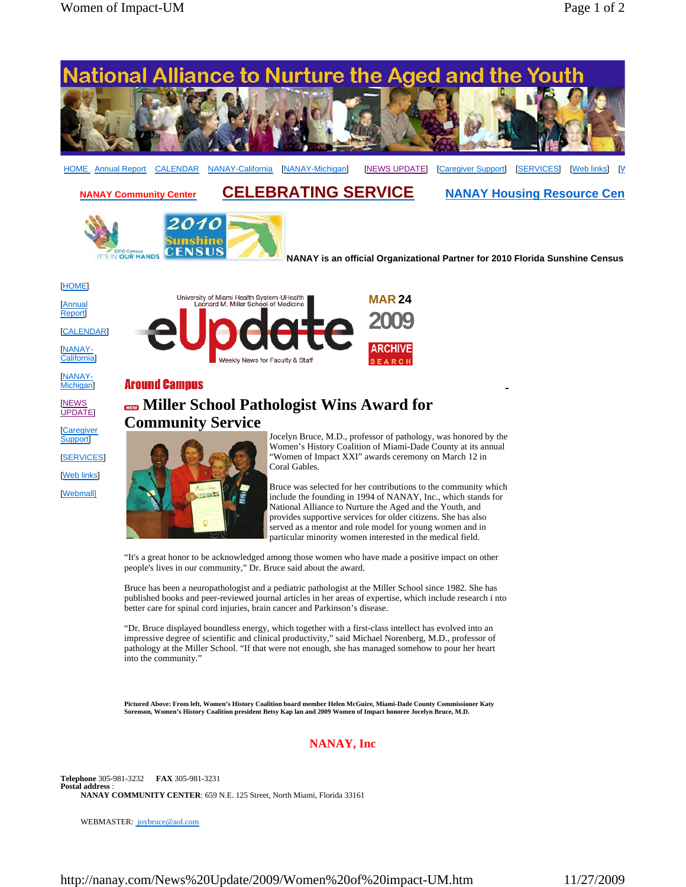# National Alliance to Nurture the Aged and the Youth

HOME Annual Report CALENDAR NANAY-California [NANAY-Michigan] [NEWS UPDATE] [Caregiver Support] [SERVICES] [Web links] [W

**NANAY Community Center** **CELEBRATING SERVICE** **NANAY Housing Resource Cen**

2010 Census IT'S IN OUR HANDS 2010 Sunshine CENSUS

**NANAY is an official Organizational Partner for 2010 Florida Sunshine Census**

[HOME]

[Annual Report]

[CALENDAR]

[NANAY-California]

[NANAY-Michigan]

[NEWS UPDATE]

[Caregiver Support]

[SERVICES]

[Web links]

[Webmail]

University of Miami Health System-UHealth Leonard M. Miller School of Medicine eUpdate Weekly News for Faculty & Staff

MAR 24 2009 ARCHIVE SEARCH

## Around Campus

## NEW Miller School Pathologist Wins Award for Community Service

Jocelyn Bruce, M.D., professor of pathology, was honored by the Women's History Coalition of Miami-Dade County at its annual "Women of Impact XXI" awards ceremony on March 12 in Coral Gables.

Bruce was selected for her contributions to the community which include the founding in 1994 of NANAY, Inc., which stands for National Alliance to Nurture the Aged and the Youth, and provides supportive services for older citizens. She has also served as a mentor and role model for young women and in particular minority women interested in the medical field.

"It's a great honor to be acknowledged among those women who have made a positive impact on other people's lives in our community," Dr. Bruce said about the award.

Bruce has been a neuropathologist and a pediatric pathologist at the Miller School since 1982. She has published books and peer-reviewed journal articles in her areas of expertise, which include research i nto better care for spinal cord injuries, brain cancer and Parkinson's disease.

"Dr. Bruce displayed boundless energy, which together with a first-class intellect has evolved into an impressive degree of scientific and clinical productivity," said Michael Norenberg, M.D., professor of pathology at the Miller School. "If that were not enough, she has managed somehow to pour her heart into the community."

**Pictured Above: From left, Women's History Coalition board member Helen McGuire, Miami-Dade County Commissioner Katy Sorenson, Women's History Coalition president Betsy Kap lan and 2009 Women of Impact honoree Jocelyn Bruce, M.D.**

**NANAY, Inc**

**Telephone** 305-981-3232 **FAX** 305-981-3231
**Postal address** :
**NANAY COMMUNITY CENTER**: 659 N.E. 125 Street, North Miami, Florida 33161

WEBMASTER: joybruce@aol.com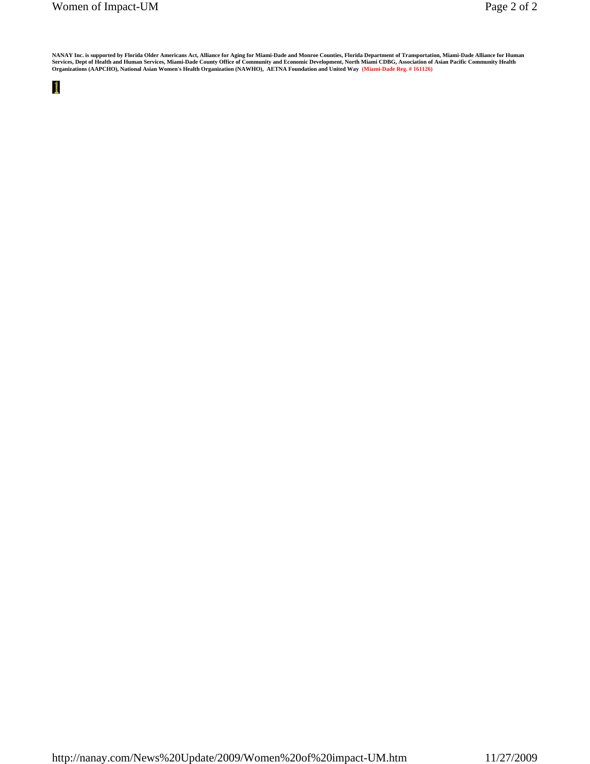**NANAY Inc. is supported by Florida Older Americans Act, Alliance for Aging for Miami-Dade and Monroe Counties, Florida Department of Transportation, Miami-Dade Alliance for Human Services, Dept of Health and Human Services, Miami-Dade County Office of Community and Economic Development, North Miami CDBG, Association of Asian Pacific Community Health Organizations (AAPCHO), National Asian Women's Health Organization (NAWHO), AETNA Foundation and United Way (Miami-Dade Reg. # 161126)**